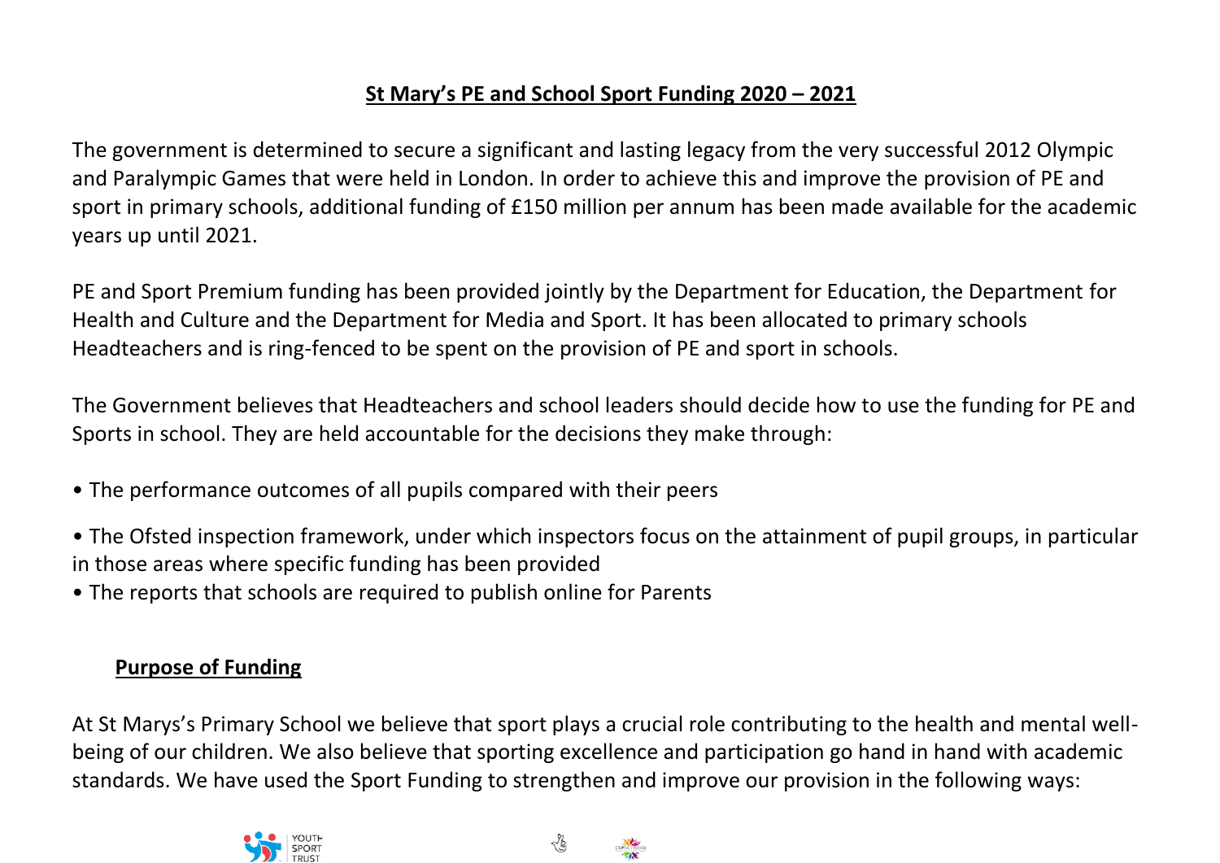# St Mary's PE and School Sport Funding 2020 – 2021

The government is determined to secure a significant and lasting legacy from the very successful 2012 Olympic and Paralympic Games that were held in London. In order to achieve this and improve the provision of PE and sport in primary schools, additional funding of £150 million per annum has been made available for the academic years up until 2021.

PE and Sport Premium funding has been provided jointly by the Department for Education, the Department for Health and Culture and the Department for Media and Sport. It has been allocated to primary schools Headteachers and is ring-fenced to be spent on the provision of PE and sport in schools.

The Government believes that Headteachers and school leaders should decide how to use the funding for PE and Sports in school. They are held accountable for the decisions they make through:

- The performance outcomes of all pupils compared with their peers
- The Ofsted inspection framework, under which inspectors focus on the attainment of pupil groups, in particular in those areas where specific funding has been provided
- The reports that schools are required to publish online for Parents

## Purpose of Funding

At St Marys's Primary School we believe that sport plays a crucial role contributing to the health and mental well-being of our children. We also believe that sporting excellence and participation go hand in hand with academic standards. We have used the Sport Funding to strengthen and improve our provision in the following ways: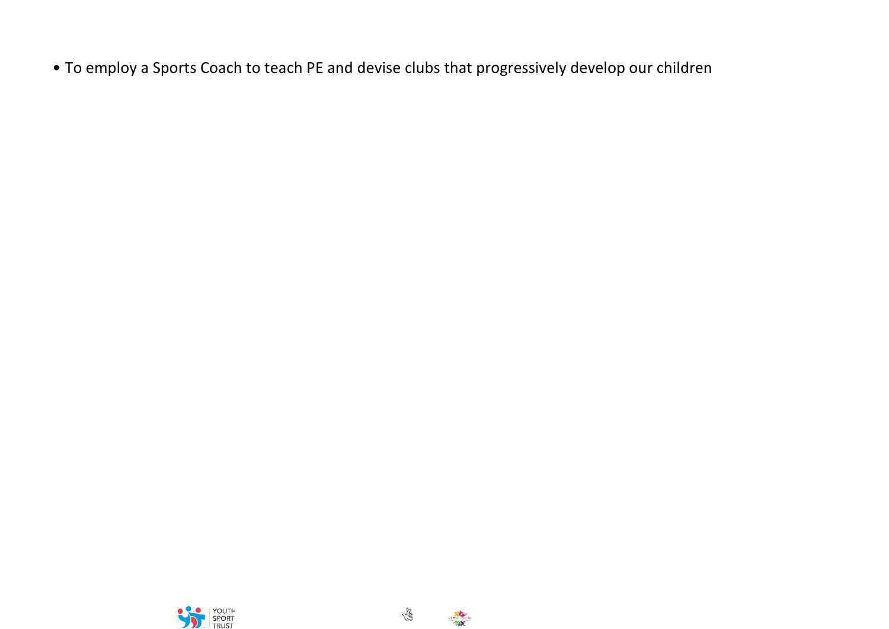- To employ a Sports Coach to teach PE and devise clubs that progressively develop our children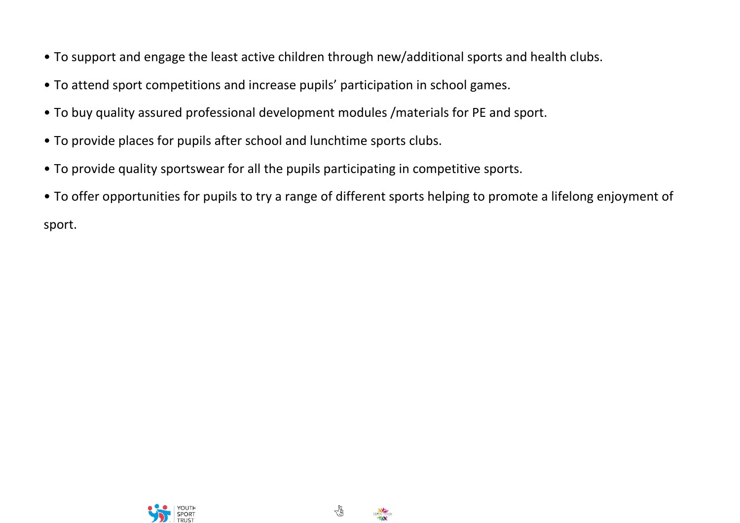- To support and engage the least active children through new/additional sports and health clubs.
- To attend sport competitions and increase pupils' participation in school games.
- To buy quality assured professional development modules /materials for PE and sport.
- To provide places for pupils after school and lunchtime sports clubs.
- To provide quality sportswear for all the pupils participating in competitive sports.
- To offer opportunities for pupils to try a range of different sports helping to promote a lifelong enjoyment of sport.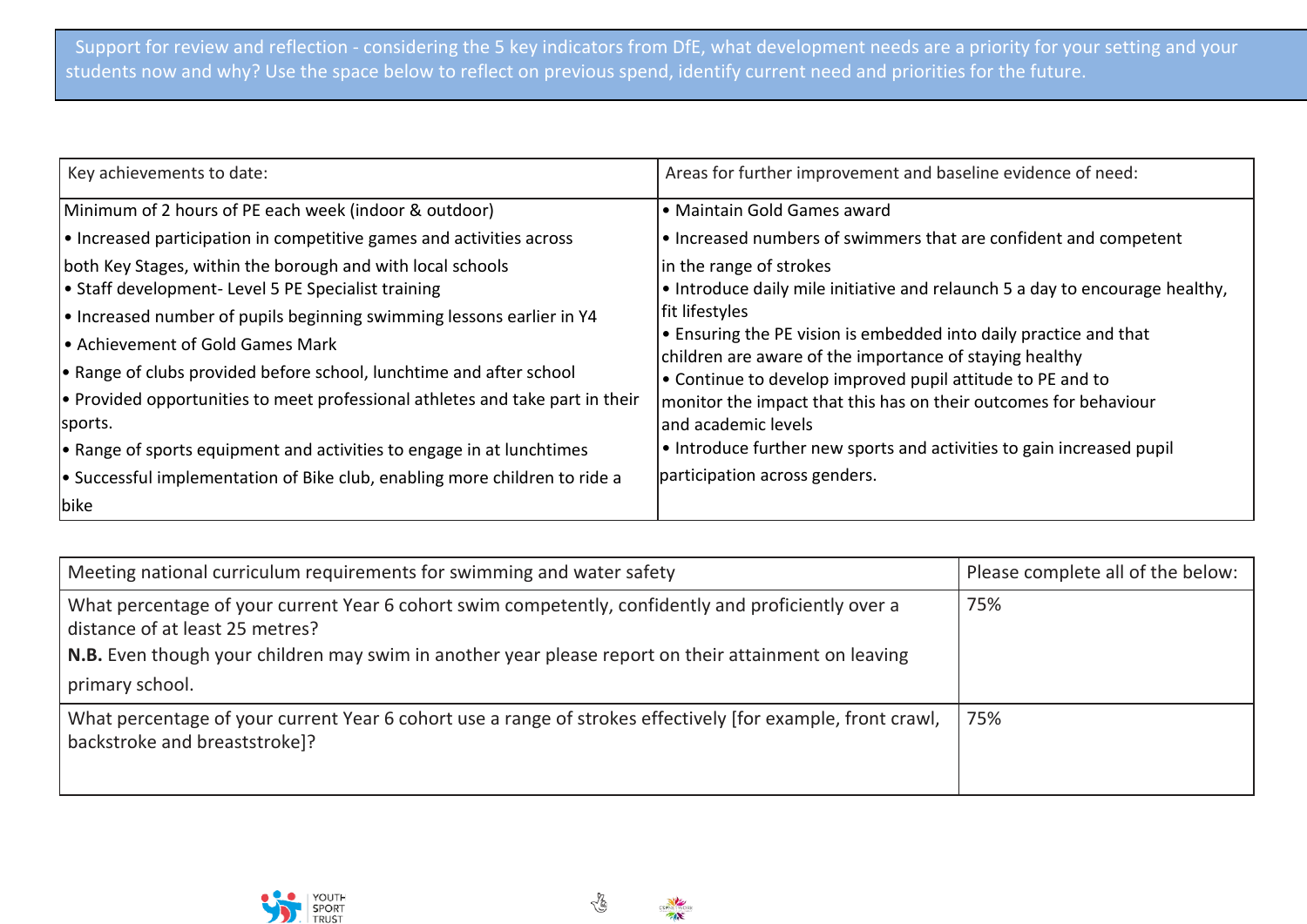Support for review and reflection - considering the 5 key indicators from DfE, what development needs are a priority for your setting and your students now and why? Use the space below to reflect on previous spend, identify current need and priorities for the future.

| Key achievements to date: | Areas for further improvement and baseline evidence of need: |
|---|---|
| Minimum of 2 hours of PE each week (indoor & outdoor)<br>• Increased participation in competitive games and activities across both Key Stages, within the borough and with local schools<br>• Staff development- Level 5 PE Specialist training<br>• Increased number of pupils beginning swimming lessons earlier in Y4<br>• Achievement of Gold Games Mark<br>• Range of clubs provided before school, lunchtime and after school<br>• Provided opportunities to meet professional athletes and take part in their sports.<br>• Range of sports equipment and activities to engage in at lunchtimes<br>• Successful implementation of Bike club, enabling more children to ride a bike | • Maintain Gold Games award<br>• Increased numbers of swimmers that are confident and competent in the range of strokes<br>• Introduce daily mile initiative and relaunch 5 a day to encourage healthy, fit lifestyles<br>• Ensuring the PE vision is embedded into daily practice and that children are aware of the importance of staying healthy<br>• Continue to develop improved pupil attitude to PE and to monitor the impact that this has on their outcomes for behaviour and academic levels<br>• Introduce further new sports and activities to gain increased pupil participation across genders. |

| Meeting national curriculum requirements for swimming and water safety | Please complete all of the below: |
|---|---|
| What percentage of your current Year 6 cohort swim competently, confidently and proficiently over a distance of at least 25 metres?<br>**N.B.** Even though your children may swim in another year please report on their attainment on leaving primary school. | 75% |
| What percentage of your current Year 6 cohort use a range of strokes effectively [for example, front crawl, backstroke and breaststroke]? | 75% |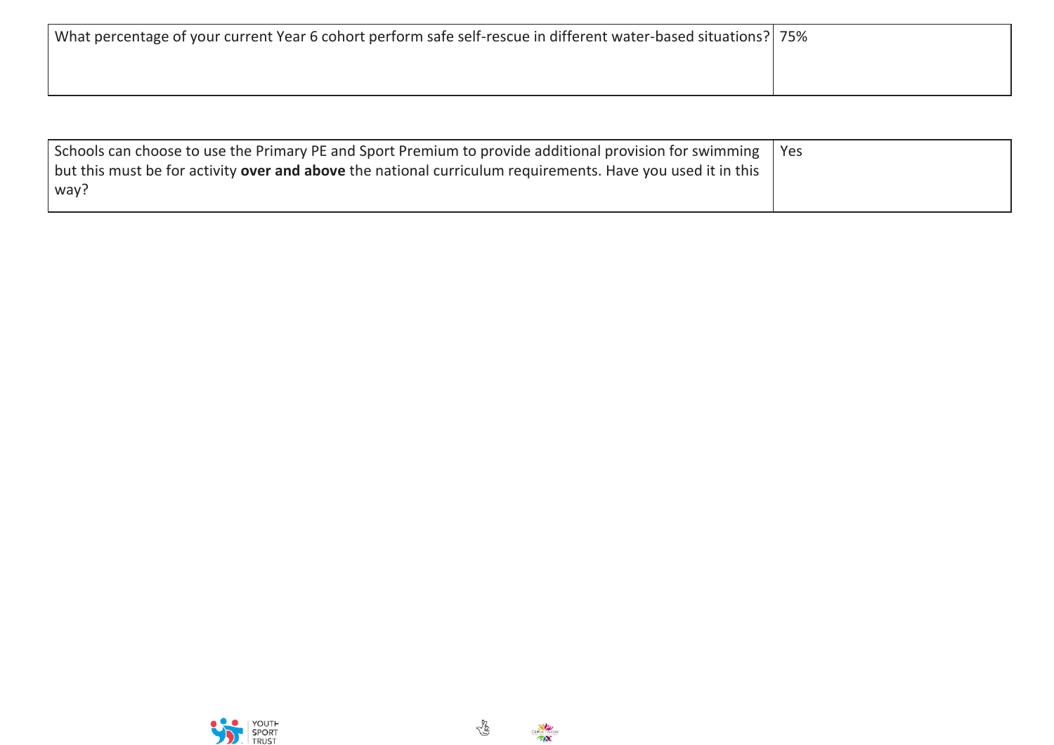| What percentage of your current Year 6 cohort perform safe self-rescue in different water-based situations? | 75% |
| --- | --- |

| Schools can choose to use the Primary PE and Sport Premium to provide additional provision for swimming but this must be for activity **over and above** the national curriculum requirements. Have you used it in this way? | Yes |
| --- | --- |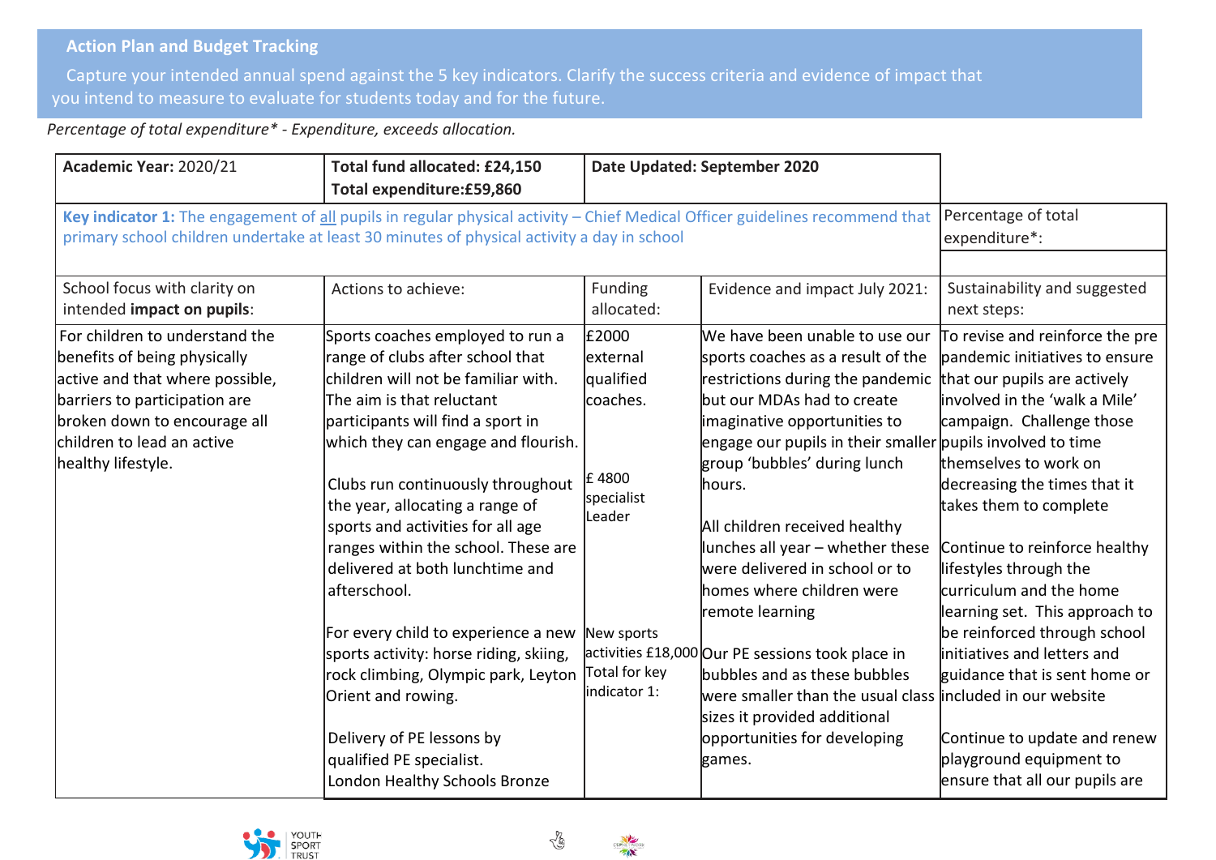## Action Plan and Budget Tracking

Capture your intended annual spend against the 5 key indicators. Clarify the success criteria and evidence of impact that you intend to measure to evaluate for students today and for the future.

*Percentage of total expenditure\* - Expenditure, exceeds allocation.*

| **Academic Year:** 2020/21 | **Total fund allocated: £24,150** **Total expenditure:£59,860** | **Date Updated: September 2020** | | |
|---|---|---|---|---|
| **Key indicator 1:** The engagement of all pupils in regular physical activity – Chief Medical Officer guidelines recommend that primary school children undertake at least 30 minutes of physical activity a day in school | | | | Percentage of total expenditure*: |
| School focus with clarity on intended **impact on pupils**: | Actions to achieve: | Funding allocated: | Evidence and impact July 2021: | Sustainability and suggested next steps: |
| For children to understand the benefits of being physically active and that where possible, barriers to participation are broken down to encourage all children to lead an active healthy lifestyle. | Sports coaches employed to run a range of clubs after school that children will not be familiar with. The aim is that reluctant participants will find a sport in which they can engage and flourish.<br><br>Clubs run continuously throughout the year, allocating a range of sports and activities for all age ranges within the school. These are delivered at both lunchtime and afterschool.<br><br>For every child to experience a new sports activity: horse riding, skiing, rock climbing, Olympic park, Leyton Orient and rowing.<br><br>Delivery of PE lessons by qualified PE specialist.<br>London Healthy Schools Bronze | £2000 external qualified coaches.<br><br>£ 4800 specialist Leader<br><br>New sports activities £18,000<br>Total for key indicator 1: | We have been unable to use our sports coaches as a result of the restrictions during the pandemic but our MDAs had to create imaginative opportunities to engage our pupils in their smaller group 'bubbles' during lunch hours.<br><br>All children received healthy lunches all year – whether these were delivered in school or to homes where children were remote learning<br><br>Our PE sessions took place in bubbles and as these bubbles were smaller than the usual class sizes it provided additional opportunities for developing games. | To revise and reinforce the pre pandemic initiatives to ensure that our pupils are actively involved in the 'walk a Mile' campaign. Challenge those pupils involved to time themselves to work on decreasing the times that it takes them to complete<br><br>Continue to reinforce healthy lifestyles through the curriculum and the home learning set. This approach to be reinforced through school initiatives and letters and guidance that is sent home or included in our website<br><br>Continue to update and renew playground equipment to ensure that all our pupils are |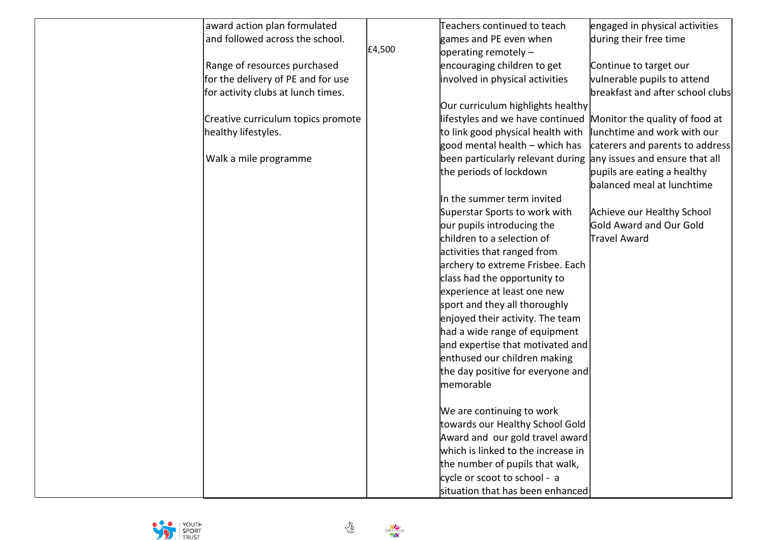| | | | | |
|---|---|---|---|---|
| | award action plan formulated and followed across the school.<br><br>Range of resources purchased for the delivery of PE and for use for activity clubs at lunch times.<br><br>Creative curriculum topics promote healthy lifestyles.<br><br>Walk a mile programme | £4,500 | Teachers continued to teach games and PE even when operating remotely – encouraging children to get involved in physical activities<br><br>Our curriculum highlights healthy lifestyles and we have continued to link good physical health with good mental health – which has been particularly relevant during the periods of lockdown<br><br>In the summer term invited Superstar Sports to work with our pupils introducing the children to a selection of activities that ranged from archery to extreme Frisbee. Each class had the opportunity to experience at least one new sport and they all thoroughly enjoyed their activity. The team had a wide range of equipment and expertise that motivated and enthused our children making the day positive for everyone and memorable<br><br>We are continuing to work towards our Healthy School Gold Award and our gold travel award which is linked to the increase in the number of pupils that walk, cycle or scoot to school - a situation that has been enhanced | engaged in physical activities during their free time<br><br>Continue to target our vulnerable pupils to attend breakfast and after school clubs<br><br>Monitor the quality of food at lunchtime and work with our caterers and parents to address any issues and ensure that all pupils are eating a healthy balanced meal at lunchtime<br><br>Achieve our Healthy School Gold Award and Our Gold Travel Award |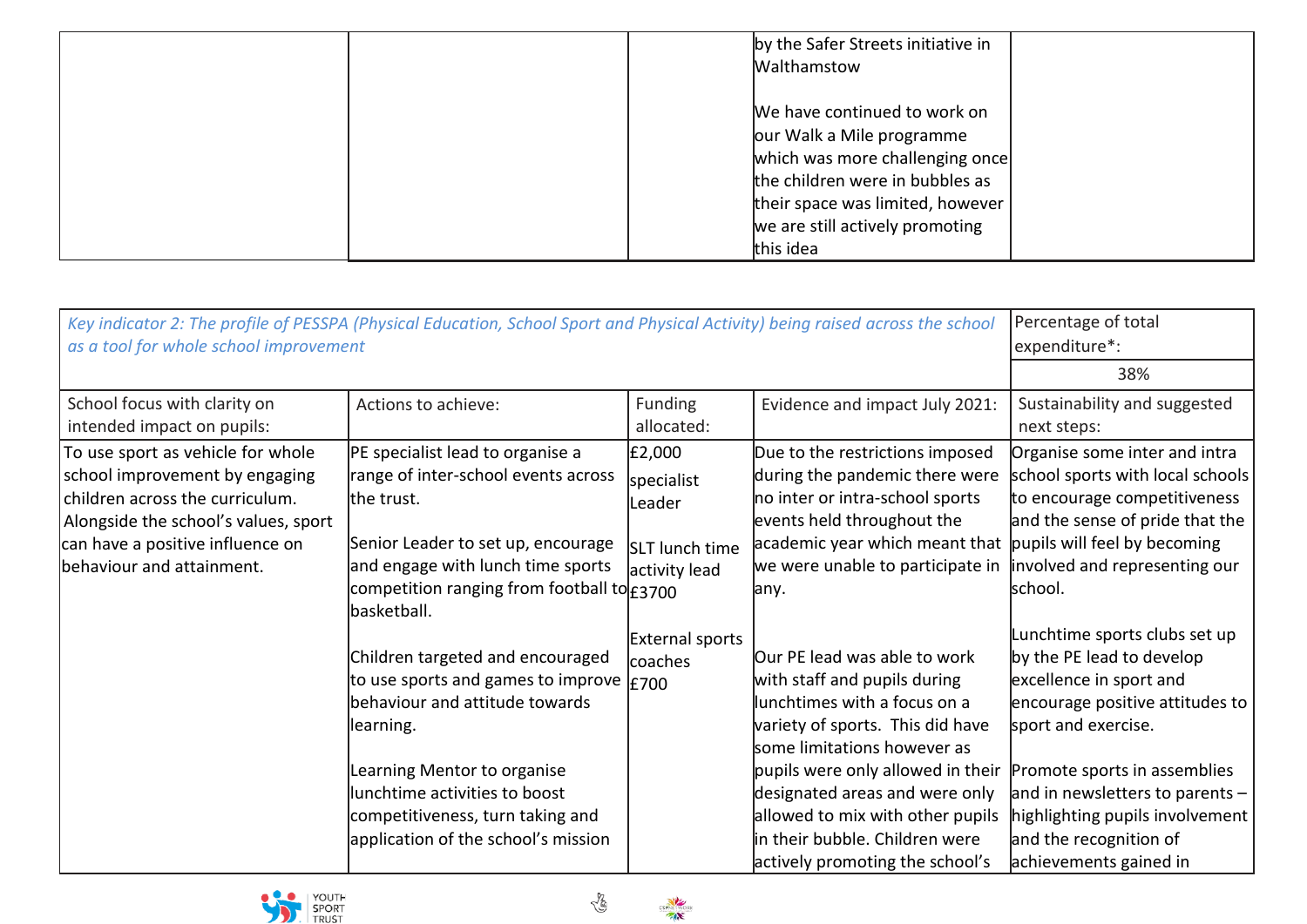| | | | by the Safer Streets initiative in Walthamstow<br><br>We have continued to work on our Walk a Mile programme which was more challenging once the children were in bubbles as their space was limited, however we are still actively promoting this idea | |
|---|---|---|---|---|

| *Key indicator 2: The profile of PESSPA (Physical Education, School Sport and Physical Activity) being raised across the school as a tool for whole school improvement* | | | | Percentage of total expenditure*: |
|---|---|---|---|---|
| | | | | 38% |
| School focus with clarity on intended impact on pupils: | Actions to achieve: | Funding allocated: | Evidence and impact July 2021: | Sustainability and suggested next steps: |
| To use sport as vehicle for whole school improvement by engaging children across the curriculum. Alongside the school's values, sport can have a positive influence on behaviour and attainment. | PE specialist lead to organise a range of inter-school events across the trust.<br><br>Senior Leader to set up, encourage and engage with lunch time sports competition ranging from football to basketball.<br><br>Children targeted and encouraged to use sports and games to improve behaviour and attitude towards learning.<br><br>Learning Mentor to organise lunchtime activities to boost competitiveness, turn taking and application of the school's mission | £2,000 specialist Leader<br><br>SLT lunch time activity lead £3700<br><br>External sports coaches £700 | Due to the restrictions imposed during the pandemic there were no inter or intra-school sports events held throughout the academic year which meant that we were unable to participate in any.<br><br>Our PE lead was able to work with staff and pupils during lunchtimes with a focus on a variety of sports. This did have some limitations however as pupils were only allowed in their designated areas and were only allowed to mix with other pupils in their bubble. Children were actively promoting the school's | Organise some inter and intra school sports with local schools to encourage competitiveness and the sense of pride that the pupils will feel by becoming involved and representing our school.<br><br>Lunchtime sports clubs set up by the PE lead to develop excellence in sport and encourage positive attitudes to sport and exercise.<br><br>Promote sports in assemblies and in newsletters to parents – highlighting pupils involvement and the recognition of achievements gained in |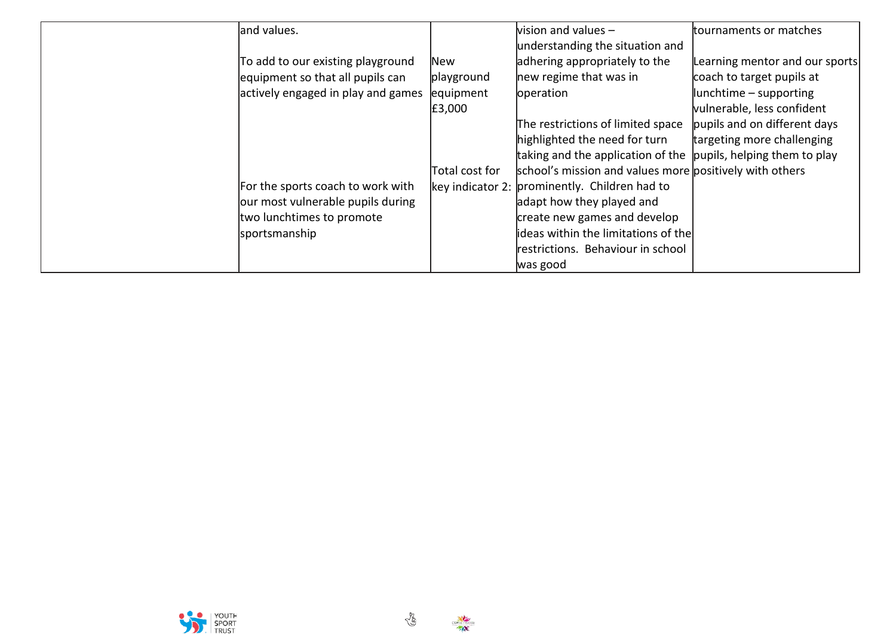| | | | | |
|---|---|---|---|---|
| | and values.<br><br>To add to our existing playground equipment so that all pupils can actively engaged in play and games<br><br>For the sports coach to work with our most vulnerable pupils during two lunchtimes to promote sportsmanship | New playground equipment £3,000<br><br>Total cost for key indicator 2: | vision and values – understanding the situation and adhering appropriately to the new regime that was in operation<br><br>The restrictions of limited space highlighted the need for turn taking and the application of the school's mission and values more prominently. Children had to adapt how they played and create new games and develop ideas within the limitations of the restrictions. Behaviour in school was good | tournaments or matches<br><br>Learning mentor and our sports coach to target pupils at lunchtime – supporting vulnerable, less confident pupils and on different days targeting more challenging pupils, helping them to play positively with others |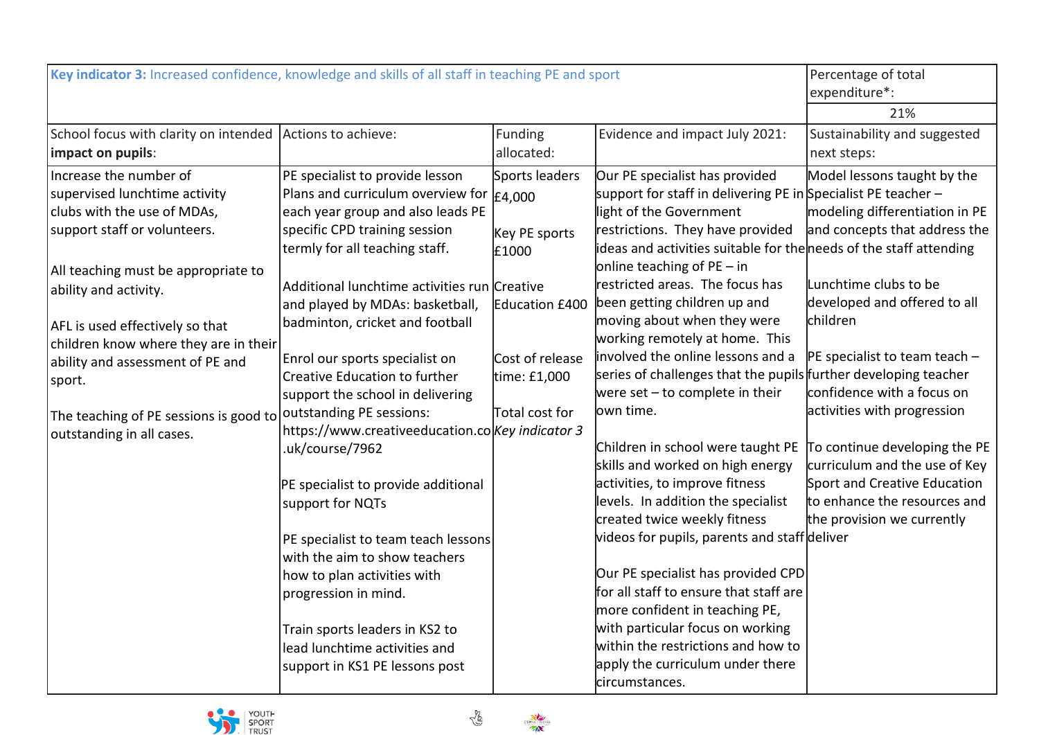| **Key indicator 3:** Increased confidence, knowledge and skills of all staff in teaching PE and sport | | | | Percentage of total expenditure*: |
|---|---|---|---|---|
| | | | | 21% |
| School focus with clarity on intended **impact on pupils**: | Actions to achieve: | Funding allocated: | Evidence and impact July 2021: | Sustainability and suggested next steps: |
| Increase the number of supervised lunchtime activity clubs with the use of MDAs, support staff or volunteers.<br><br>All teaching must be appropriate to ability and activity.<br><br>AFL is used effectively so that children know where they are in their ability and assessment of PE and sport.<br><br>The teaching of PE sessions is good to outstanding in all cases. | PE specialist to provide lesson Plans and curriculum overview for each year group and also leads PE specific CPD training session termly for all teaching staff.<br><br>Additional lunchtime activities run and played by MDAs: basketball, badminton, cricket and football<br><br>Enrol our sports specialist on Creative Education to further support the school in delivering outstanding PE sessions: https://www.creativeeducation.co.uk/course/7962<br><br>PE specialist to provide additional support for NQTs<br><br>PE specialist to team teach lessons with the aim to show teachers how to plan activities with progression in mind.<br><br>Train sports leaders in KS2 to lead lunchtime activities and support in KS1 PE lessons post | Sports leaders £4,000<br><br>Key PE sports £1000<br><br>Creative Education £400<br><br>Cost of release time: £1,000<br><br>Total cost for *Key indicator 3* | Our PE specialist has provided support for staff in delivering PE in light of the Government restrictions. They have provided ideas and activities suitable for the online teaching of PE – in restricted areas. The focus has been getting children up and moving about when they were working remotely at home. This involved the online lessons and a series of challenges that the pupils were set – to complete in their own time.<br><br>Children in school were taught PE skills and worked on high energy activities, to improve fitness levels. In addition the specialist created twice weekly fitness videos for pupils, parents and staff<br><br>Our PE specialist has provided CPD for all staff to ensure that staff are more confident in teaching PE, with particular focus on working within the restrictions and how to apply the curriculum under there circumstances. | Model lessons taught by the Specialist PE teacher – modeling differentiation in PE and concepts that address the needs of the staff attending<br><br>Lunchtime clubs to be developed and offered to all children<br><br>PE specialist to team teach – further developing teacher confidence with a focus on activities with progression<br><br>To continue developing the PE curriculum and the use of Key Sport and Creative Education to enhance the resources and the provision we currently deliver |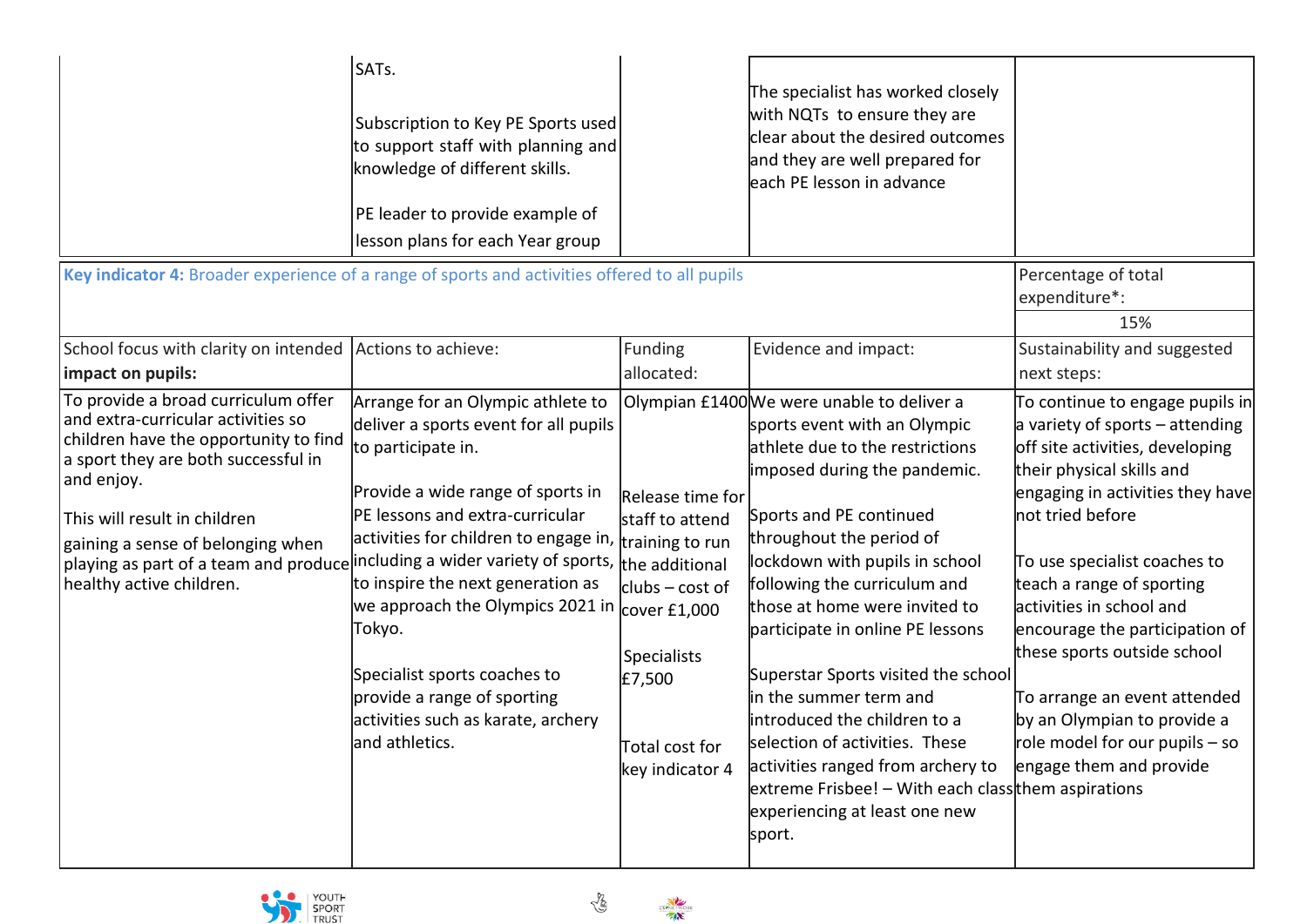| | SATs.<br><br>Subscription to Key PE Sports used to support staff with planning and knowledge of different skills.<br><br>PE leader to provide example of lesson plans for each Year group | | The specialist has worked closely with NQTs to ensure they are clear about the desired outcomes and they are well prepared for each PE lesson in advance | |
|---|---|---|---|---|
| **Key indicator 4:** Broader experience of a range of sports and activities offered to all pupils | | | | Percentage of total expenditure*:<br>15% |
| School focus with clarity on intended **impact on pupils:** | Actions to achieve: | Funding allocated: | Evidence and impact: | Sustainability and suggested next steps: |
| To provide a broad curriculum offer and extra-curricular activities so children have the opportunity to find a sport they are both successful in and enjoy.<br><br>This will result in children gaining a sense of belonging when playing as part of a team and produce healthy active children. | Arrange for an Olympic athlete to deliver a sports event for all pupils to participate in.<br><br>Provide a wide range of sports in PE lessons and extra-curricular activities for children to engage in, including a wider variety of sports, to inspire the next generation as we approach the Olympics 2021 in Tokyo.<br><br>Specialist sports coaches to provide a range of sporting activities such as karate, archery and athletics. | Olympian £1400<br><br>Release time for staff to attend training to run the additional clubs – cost of cover £1,000<br><br>Specialists £7,500<br><br>Total cost for key indicator 4 | We were unable to deliver a sports event with an Olympic athlete due to the restrictions imposed during the pandemic.<br><br>Sports and PE continued throughout the period of lockdown with pupils in school following the curriculum and those at home were invited to participate in online PE lessons<br><br>Superstar Sports visited the school in the summer term and introduced the children to a selection of activities. These activities ranged from archery to extreme Frisbee! – With each class experiencing at least one new sport. | To continue to engage pupils in a variety of sports – attending off site activities, developing their physical skills and engaging in activities they have not tried before<br><br>To use specialist coaches to teach a range of sporting activities in school and encourage the participation of these sports outside school<br><br>To arrange an event attended by an Olympian to provide a role model for our pupils – so engage them and provide them aspirations |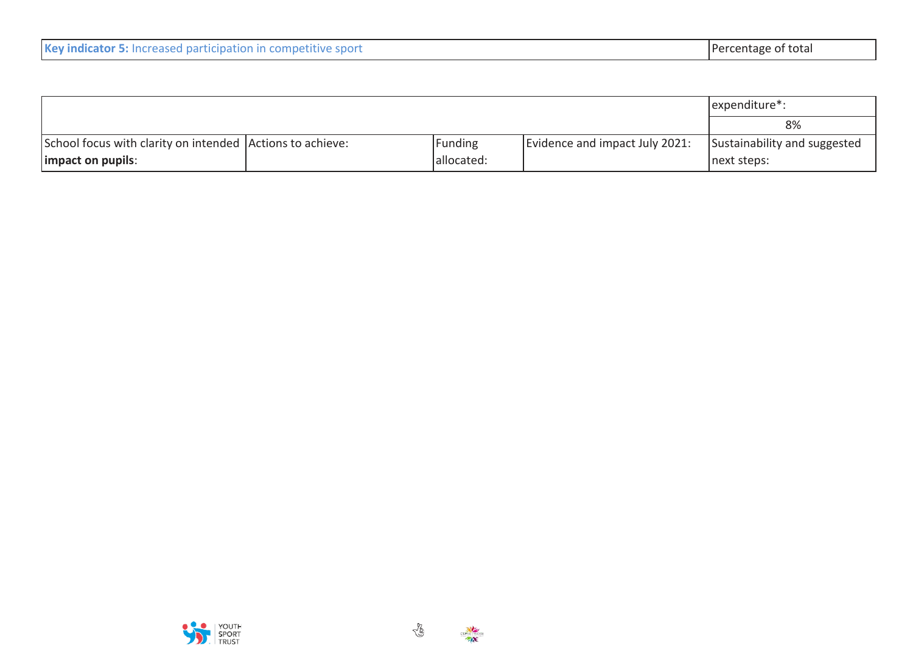| **Key indicator 5:** Increased participation in competitive sport | | | | Percentage of total expenditure*: |
|---|---|---|---|---|
| | | | | 8% |
| School focus with clarity on intended **impact on pupils**: | Actions to achieve: | Funding allocated: | Evidence and impact July 2021: | Sustainability and suggested next steps: |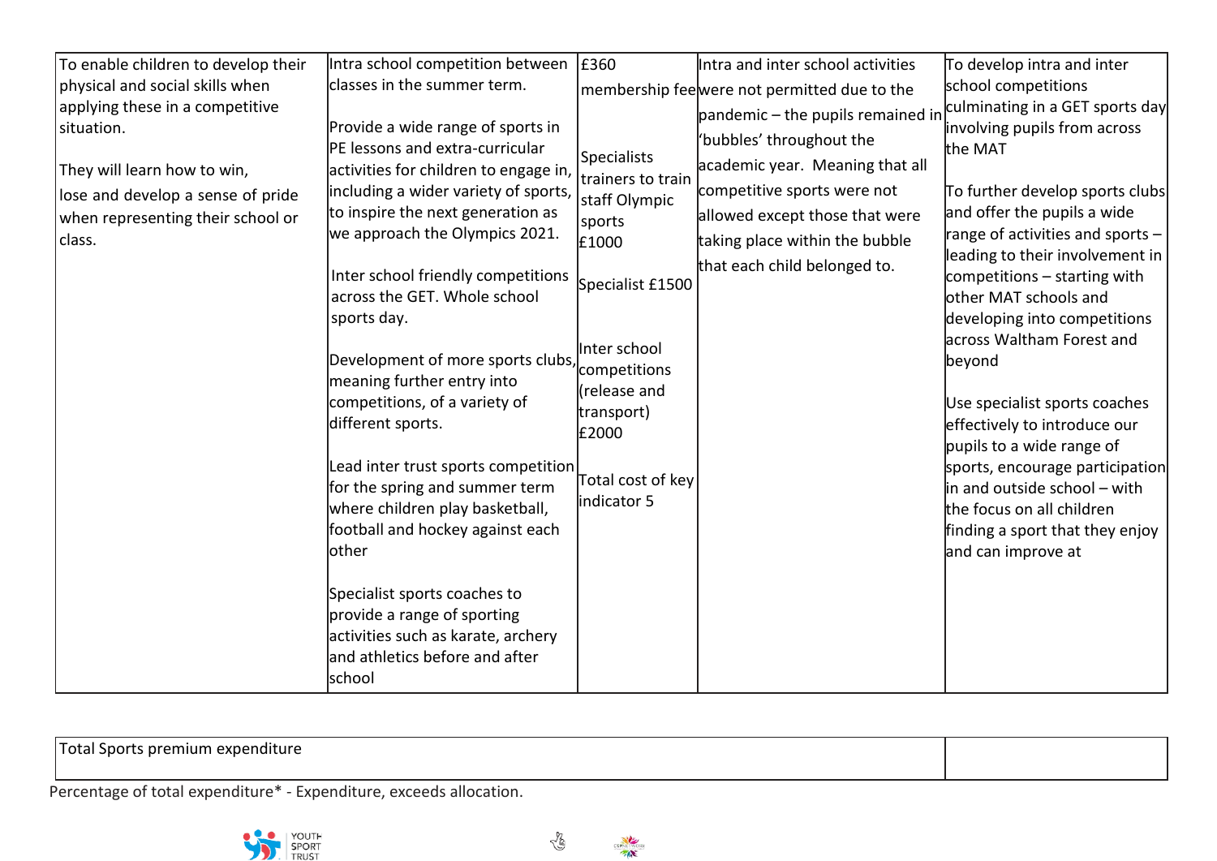| | | | | |
|---|---|---|---|---|
| To enable children to develop their physical and social skills when applying these in a competitive situation.<br><br>They will learn how to win, lose and develop a sense of pride when representing their school or class. | Intra school competition between classes in the summer term.<br><br>Provide a wide range of sports in PE lessons and extra-curricular activities for children to engage in, including a wider variety of sports, to inspire the next generation as we approach the Olympics 2021.<br><br>Inter school friendly competitions across the GET. Whole school sports day.<br><br>Development of more sports clubs, meaning further entry into competitions, of a variety of different sports.<br><br>Lead inter trust sports competition for the spring and summer term where children play basketball, football and hockey against each other<br><br>Specialist sports coaches to provide a range of sporting activities such as karate, archery and athletics before and after school | £360 membership fee<br><br>Specialists trainers to train staff Olympic sports £1000<br><br>Specialist £1500<br><br>Inter school competitions (release and transport) £2000<br><br>Total cost of key indicator 5 | Intra and inter school activities were not permitted due to the pandemic – the pupils remained in 'bubbles' throughout the academic year. Meaning that all competitive sports were not allowed except those that were taking place within the bubble that each child belonged to. | To develop intra and inter school competitions culminating in a GET sports day involving pupils from across the MAT<br><br>To further develop sports clubs and offer the pupils a wide range of activities and sports – leading to their involvement in competitions – starting with other MAT schools and developing into competitions across Waltham Forest and beyond<br><br>Use specialist sports coaches effectively to introduce our pupils to a wide range of sports, encourage participation in and outside school – with the focus on all children finding a sport that they enjoy and can improve at |

| | |
|---|---|
| Total Sports premium expenditure | |

Percentage of total expenditure* - Expenditure, exceeds allocation.